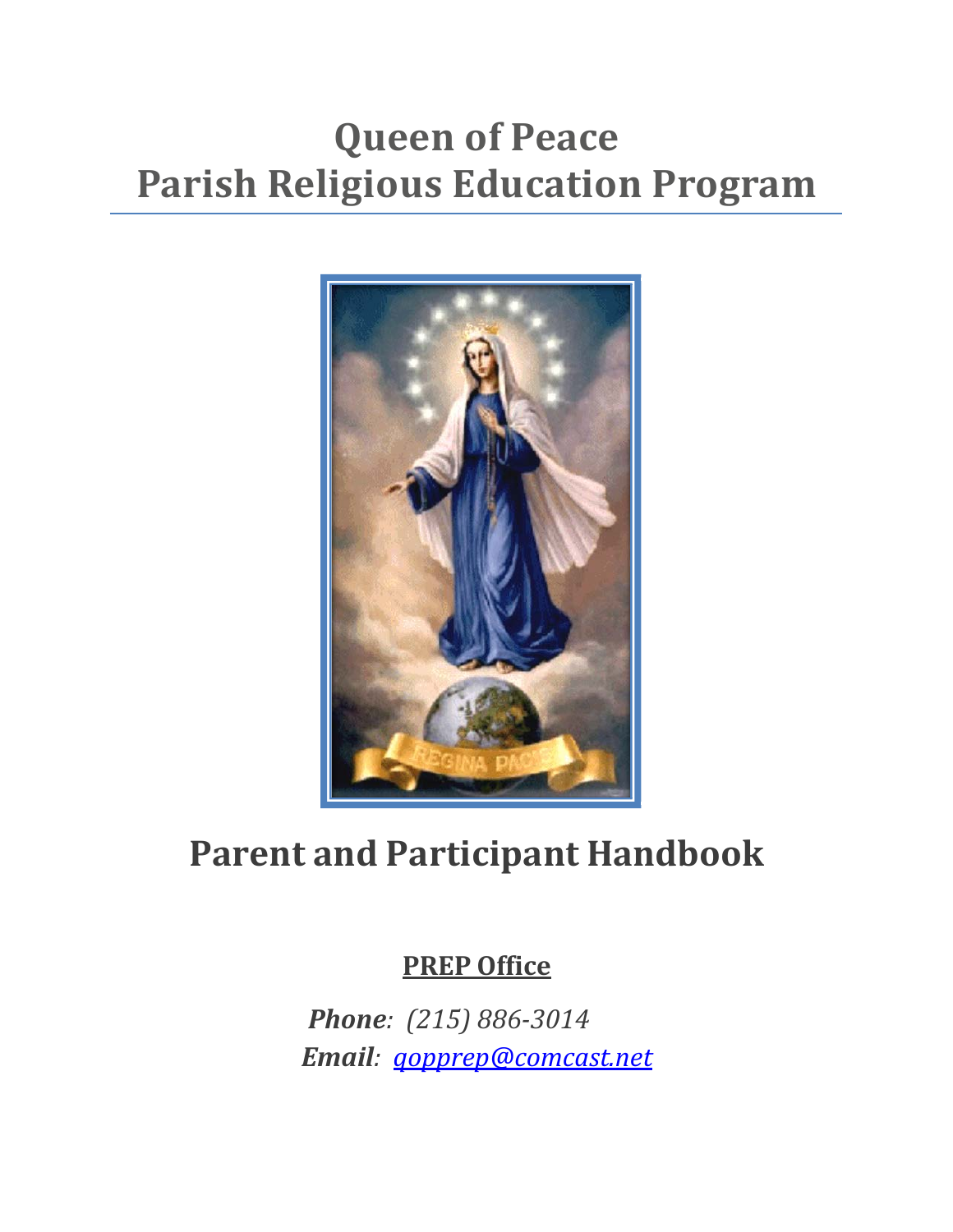# Queen of Peace
# Parish Religious Education Program

## Parent and Participant Handbook

**<u>PREP Office</u>**

***Phone**: (215) 886-3014*

***Email**: qopprep@comcast.net*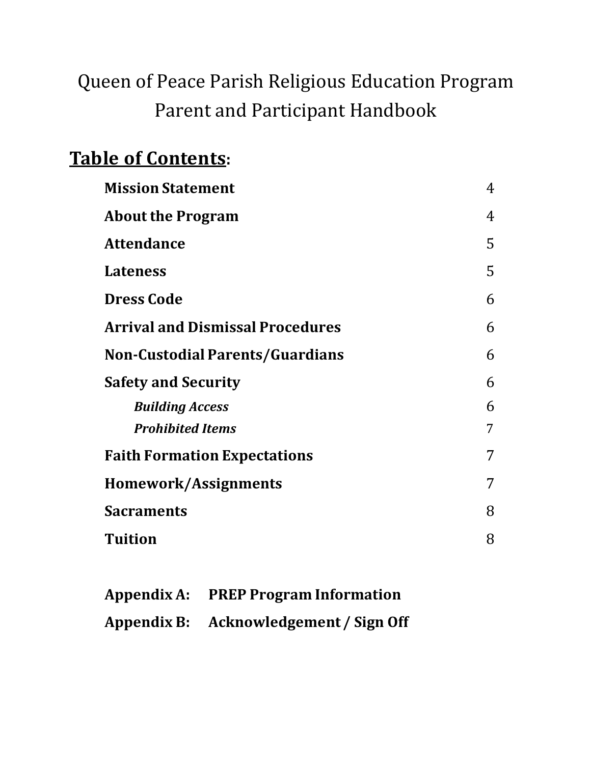# Queen of Peace Parish Religious Education Program
# Parent and Participant Handbook

## Table of Contents:

| | |
|---|---|
| **Mission Statement** | 4 |
| **About the Program** | 4 |
| **Attendance** | 5 |
| **Lateness** | 5 |
| **Dress Code** | 6 |
| **Arrival and Dismissal Procedures** | 6 |
| **Non-Custodial Parents/Guardians** | 6 |
| **Safety and Security** | 6 |
| ***Building Access*** | 6 |
| ***Prohibited Items*** | 7 |
| **Faith Formation Expectations** | 7 |
| **Homework/Assignments** | 7 |
| **Sacraments** | 8 |
| **Tuition** | 8 |

**Appendix A: PREP Program Information**

**Appendix B: Acknowledgement / Sign Off**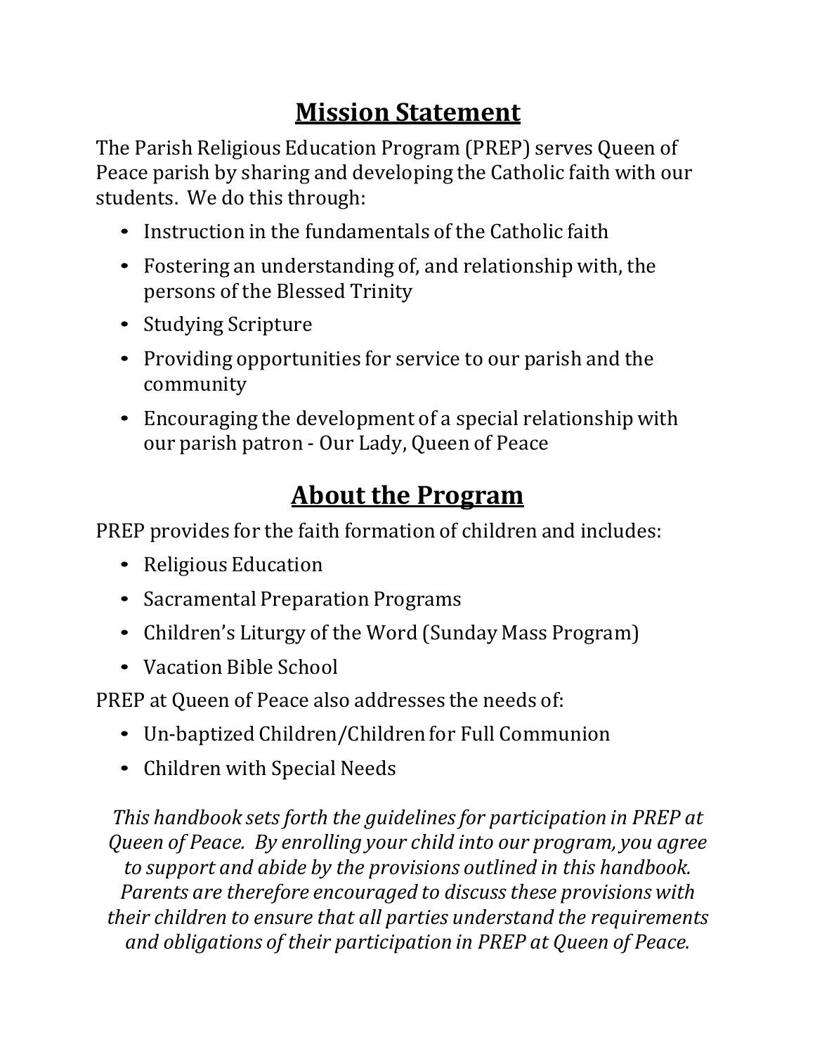# Mission Statement

The Parish Religious Education Program (PREP) serves Queen of Peace parish by sharing and developing the Catholic faith with our students. We do this through:

- Instruction in the fundamentals of the Catholic faith
- Fostering an understanding of, and relationship with, the persons of the Blessed Trinity
- Studying Scripture
- Providing opportunities for service to our parish and the community
- Encouraging the development of a special relationship with our parish patron - Our Lady, Queen of Peace

# About the Program

PREP provides for the faith formation of children and includes:

- Religious Education
- Sacramental Preparation Programs
- Children's Liturgy of the Word (Sunday Mass Program)
- Vacation Bible School

PREP at Queen of Peace also addresses the needs of:

- Un-baptized Children/Children for Full Communion
- Children with Special Needs

*This handbook sets forth the guidelines for participation in PREP at Queen of Peace. By enrolling your child into our program, you agree to support and abide by the provisions outlined in this handbook. Parents are therefore encouraged to discuss these provisions with their children to ensure that all parties understand the requirements and obligations of their participation in PREP at Queen of Peace.*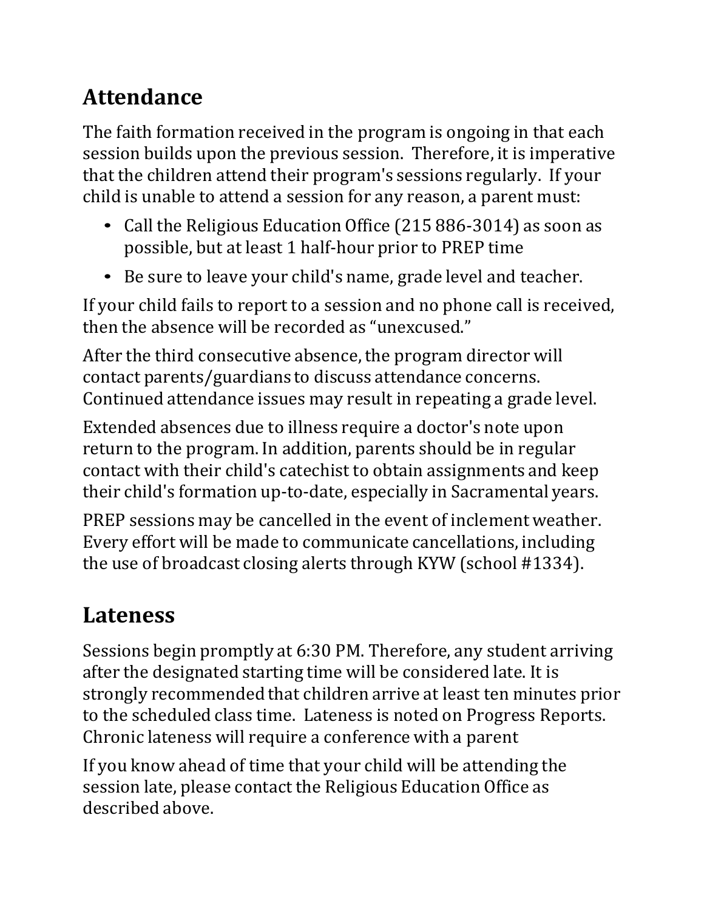## Attendance

The faith formation received in the program is ongoing in that each session builds upon the previous session. Therefore, it is imperative that the children attend their program's sessions regularly. If your child is unable to attend a session for any reason, a parent must:

- Call the Religious Education Office (215 886-3014) as soon as possible, but at least 1 half-hour prior to PREP time
- Be sure to leave your child's name, grade level and teacher.

If your child fails to report to a session and no phone call is received, then the absence will be recorded as "unexcused."

After the third consecutive absence, the program director will contact parents/guardians to discuss attendance concerns. Continued attendance issues may result in repeating a grade level.

Extended absences due to illness require a doctor's note upon return to the program. In addition, parents should be in regular contact with their child's catechist to obtain assignments and keep their child's formation up-to-date, especially in Sacramental years.

PREP sessions may be cancelled in the event of inclement weather. Every effort will be made to communicate cancellations, including the use of broadcast closing alerts through KYW (school #1334).

## Lateness

Sessions begin promptly at 6:30 PM. Therefore, any student arriving after the designated starting time will be considered late. It is strongly recommended that children arrive at least ten minutes prior to the scheduled class time. Lateness is noted on Progress Reports. Chronic lateness will require a conference with a parent

If you know ahead of time that your child will be attending the session late, please contact the Religious Education Office as described above.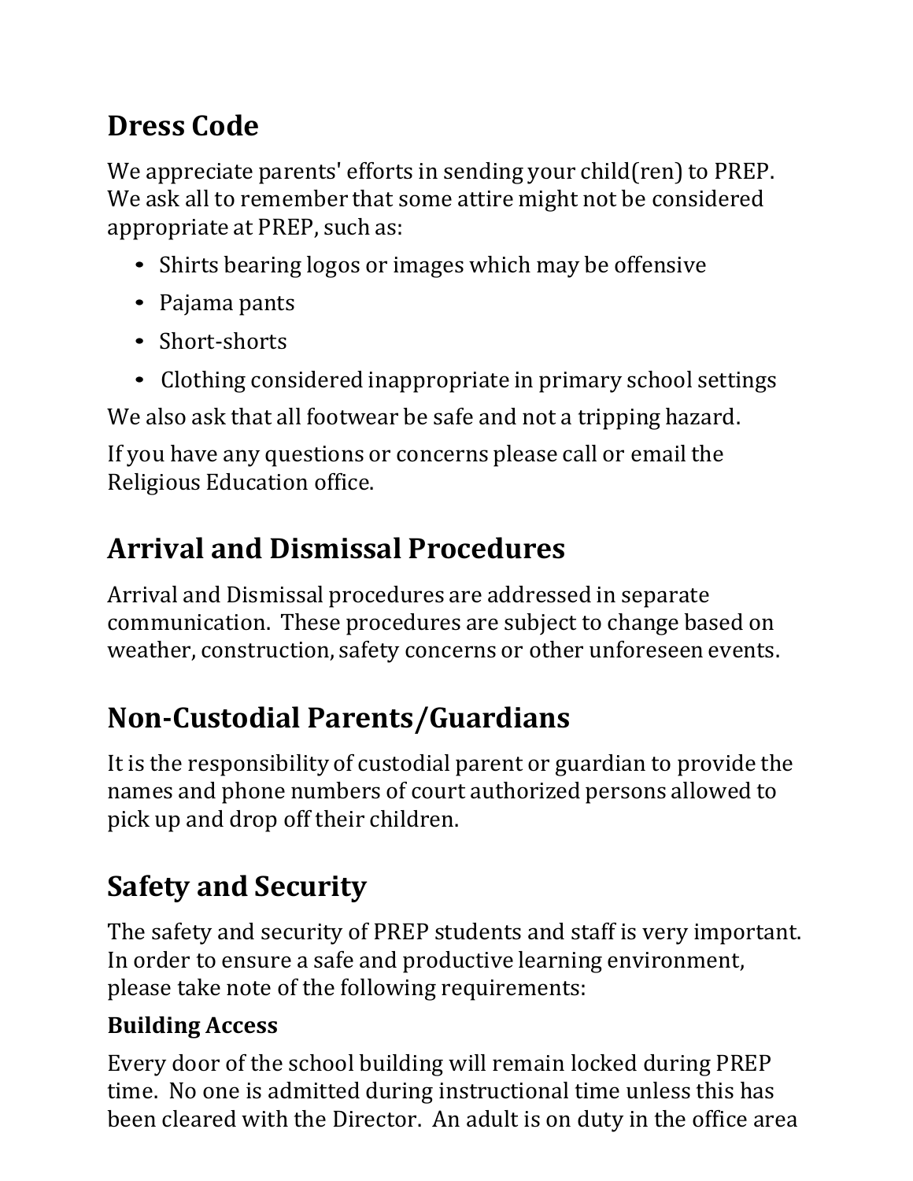## Dress Code

We appreciate parents' efforts in sending your child(ren) to PREP. We ask all to remember that some attire might not be considered appropriate at PREP, such as:

- Shirts bearing logos or images which may be offensive
- Pajama pants
- Short-shorts
- Clothing considered inappropriate in primary school settings

We also ask that all footwear be safe and not a tripping hazard.

If you have any questions or concerns please call or email the Religious Education office.

## Arrival and Dismissal Procedures

Arrival and Dismissal procedures are addressed in separate communication. These procedures are subject to change based on weather, construction, safety concerns or other unforeseen events.

## Non-Custodial Parents/Guardians

It is the responsibility of custodial parent or guardian to provide the names and phone numbers of court authorized persons allowed to pick up and drop off their children.

## Safety and Security

The safety and security of PREP students and staff is very important. In order to ensure a safe and productive learning environment, please take note of the following requirements:

### Building Access

Every door of the school building will remain locked during PREP time. No one is admitted during instructional time unless this has been cleared with the Director. An adult is on duty in the office area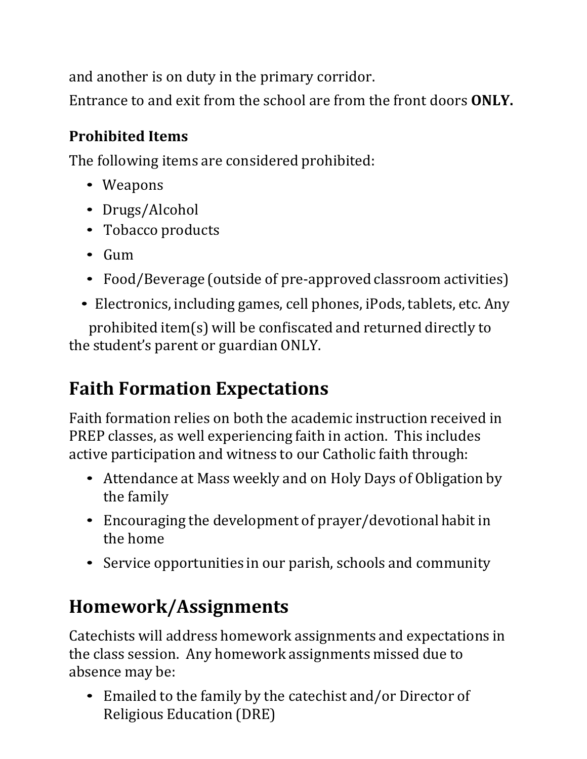and another is on duty in the primary corridor.

Entrance to and exit from the school are from the front doors **ONLY.**

### Prohibited Items

The following items are considered prohibited:

- Weapons
- Drugs/Alcohol
- Tobacco products
- Gum
- Food/Beverage (outside of pre-approved classroom activities)
- Electronics, including games, cell phones, iPods, tablets, etc. Any prohibited item(s) will be confiscated and returned directly to the student's parent or guardian ONLY.

## Faith Formation Expectations

Faith formation relies on both the academic instruction received in PREP classes, as well experiencing faith in action. This includes active participation and witness to our Catholic faith through:

- Attendance at Mass weekly and on Holy Days of Obligation by the family
- Encouraging the development of prayer/devotional habit in the home
- Service opportunities in our parish, schools and community

## Homework/Assignments

Catechists will address homework assignments and expectations in the class session. Any homework assignments missed due to absence may be:

- Emailed to the family by the catechist and/or Director of Religious Education (DRE)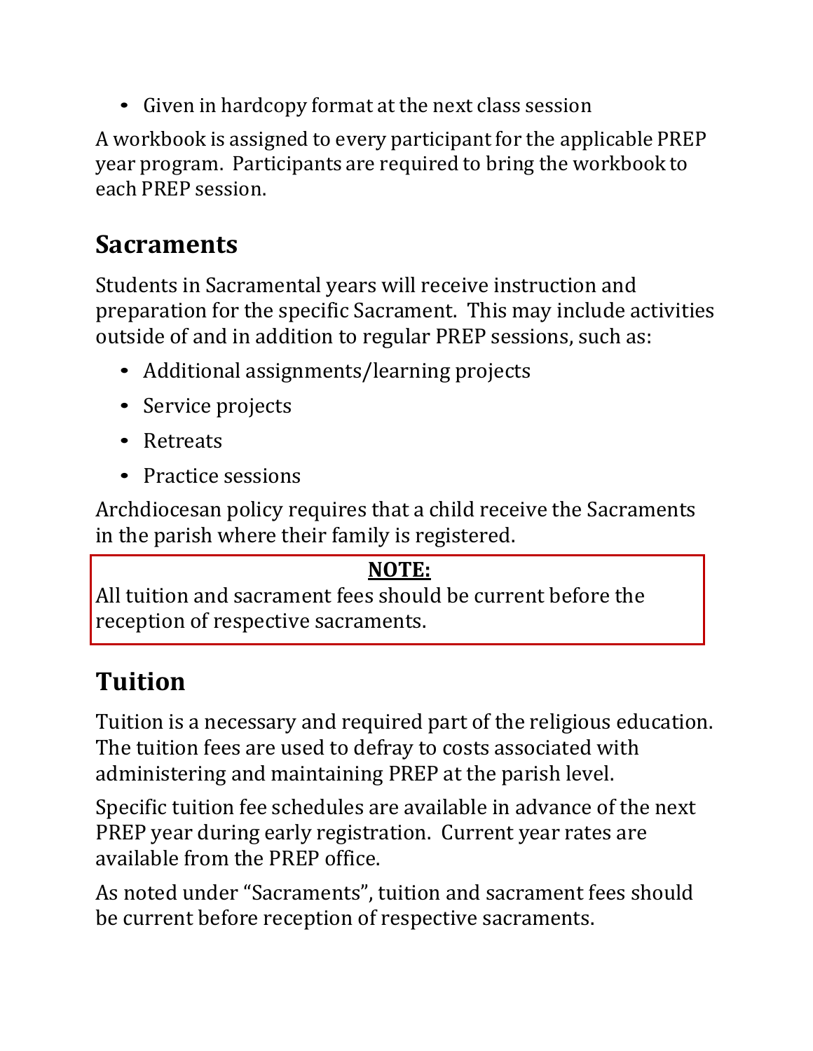- Given in hardcopy format at the next class session

A workbook is assigned to every participant for the applicable PREP year program. Participants are required to bring the workbook to each PREP session.

## Sacraments

Students in Sacramental years will receive instruction and preparation for the specific Sacrament. This may include activities outside of and in addition to regular PREP sessions, such as:

- Additional assignments/learning projects
- Service projects
- Retreats
- Practice sessions

Archdiocesan policy requires that a child receive the Sacraments in the parish where their family is registered.

> **NOTE:**
>
> All tuition and sacrament fees should be current before the reception of respective sacraments.

## Tuition

Tuition is a necessary and required part of the religious education. The tuition fees are used to defray to costs associated with administering and maintaining PREP at the parish level.

Specific tuition fee schedules are available in advance of the next PREP year during early registration. Current year rates are available from the PREP office.

As noted under "Sacraments", tuition and sacrament fees should be current before reception of respective sacraments.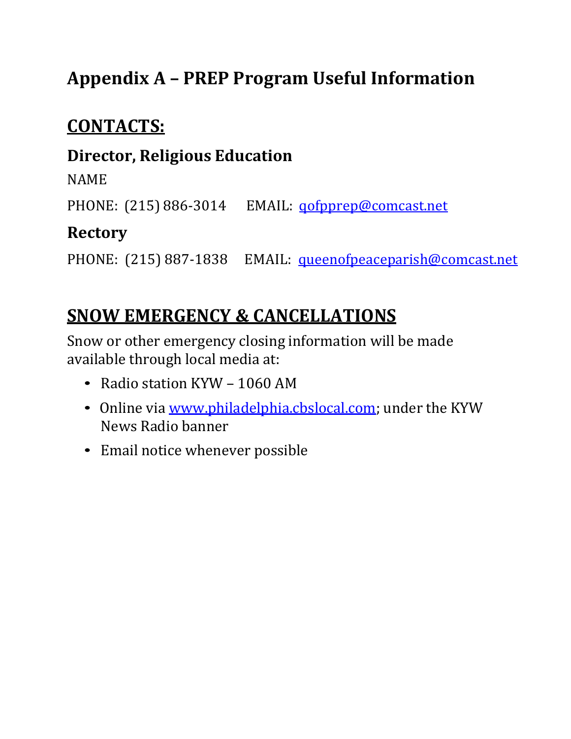# Appendix A – PREP Program Useful Information

## CONTACTS:

### Director, Religious Education

NAME

PHONE: (215) 886-3014 EMAIL: qofpprep@comcast.net

### Rectory

PHONE: (215) 887-1838 EMAIL: queenofpeaceparish@comcast.net

## SNOW EMERGENCY & CANCELLATIONS

Snow or other emergency closing information will be made available through local media at:

- Radio station KYW – 1060 AM
- Online via www.philadelphia.cbslocal.com; under the KYW News Radio banner
- Email notice whenever possible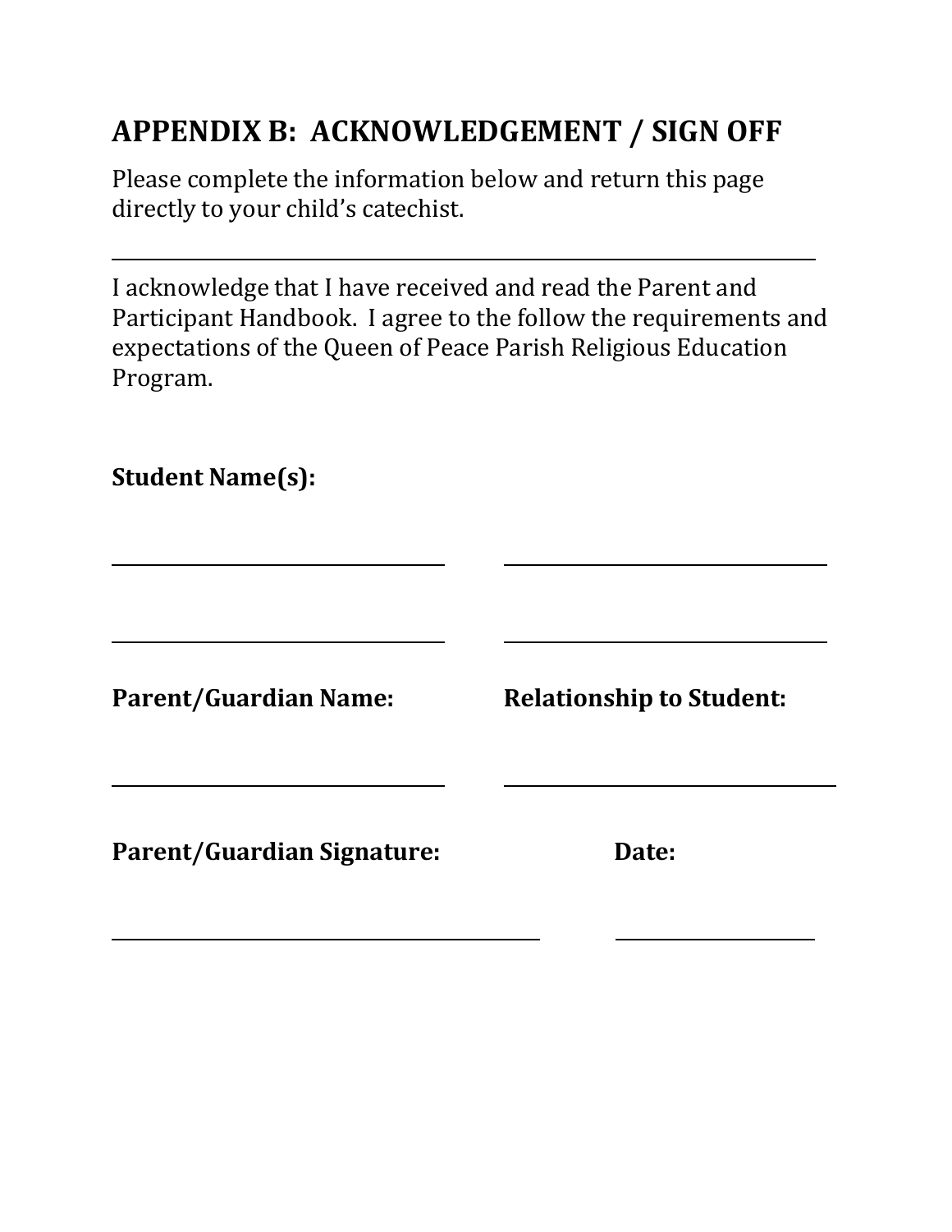## APPENDIX B: ACKNOWLEDGEMENT / SIGN OFF

Please complete the information below and return this page directly to your child's catechist.

---

I acknowledge that I have received and read the Parent and Participant Handbook. I agree to the follow the requirements and expectations of the Queen of Peace Parish Religious Education Program.

**Student Name(s):**

\_\_\_\_\_\_\_\_\_\_\_\_\_\_\_\_\_\_\_\_\_\_\_\_\_\_\_\_\_\_ \_\_\_\_\_\_\_\_\_\_\_\_\_\_\_\_\_\_\_\_\_\_\_\_\_\_\_\_\_\_

\_\_\_\_\_\_\_\_\_\_\_\_\_\_\_\_\_\_\_\_\_\_\_\_\_\_\_\_\_\_ \_\_\_\_\_\_\_\_\_\_\_\_\_\_\_\_\_\_\_\_\_\_\_\_\_\_\_\_\_\_

**Parent/Guardian Name:** **Relationship to Student:**

\_\_\_\_\_\_\_\_\_\_\_\_\_\_\_\_\_\_\_\_\_\_\_\_\_\_\_\_\_\_ \_\_\_\_\_\_\_\_\_\_\_\_\_\_\_\_\_\_\_\_\_\_\_\_\_\_\_\_\_\_

**Parent/Guardian Signature:** **Date:**

\_\_\_\_\_\_\_\_\_\_\_\_\_\_\_\_\_\_\_\_\_\_\_\_\_\_\_\_\_\_\_\_\_\_\_\_\_\_\_ \_\_\_\_\_\_\_\_\_\_\_\_\_\_\_\_\_\_